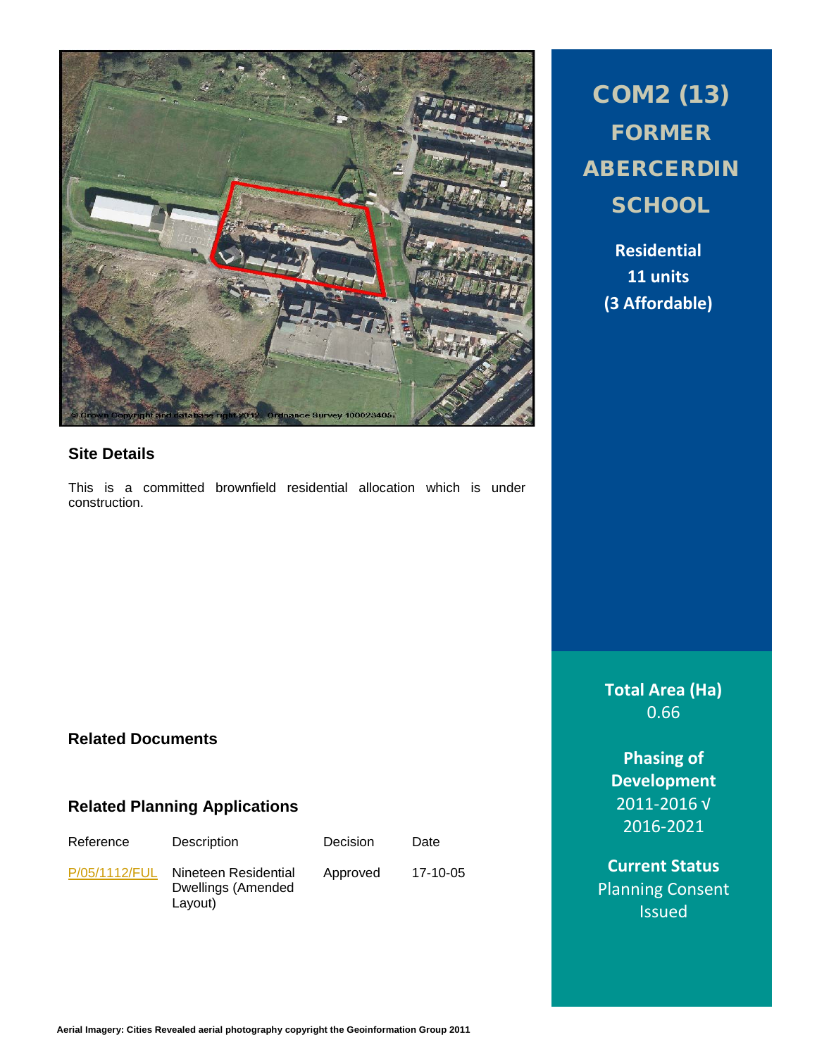# COM2 (13) FORMER ABERCERDIN SCHOOL

**Residential**
**11 units**
**(3 Affordable)**

## Site Details

This is a committed brownfield residential allocation which is under construction.

## Related Documents

## Related Planning Applications

| Reference | Description | Decision | Date |
|---|---|---|---|
| P/05/1112/FUL | Nineteen Residential Dwellings (Amended Layout) | Approved | 17-10-05 |

**Total Area (Ha)**
0.66

**Phasing of Development**
2011-2016 √
2016-2021

**Current Status**
Planning Consent Issued

Aerial Imagery: Cities Revealed aerial photography copyright the Geoinformation Group 2011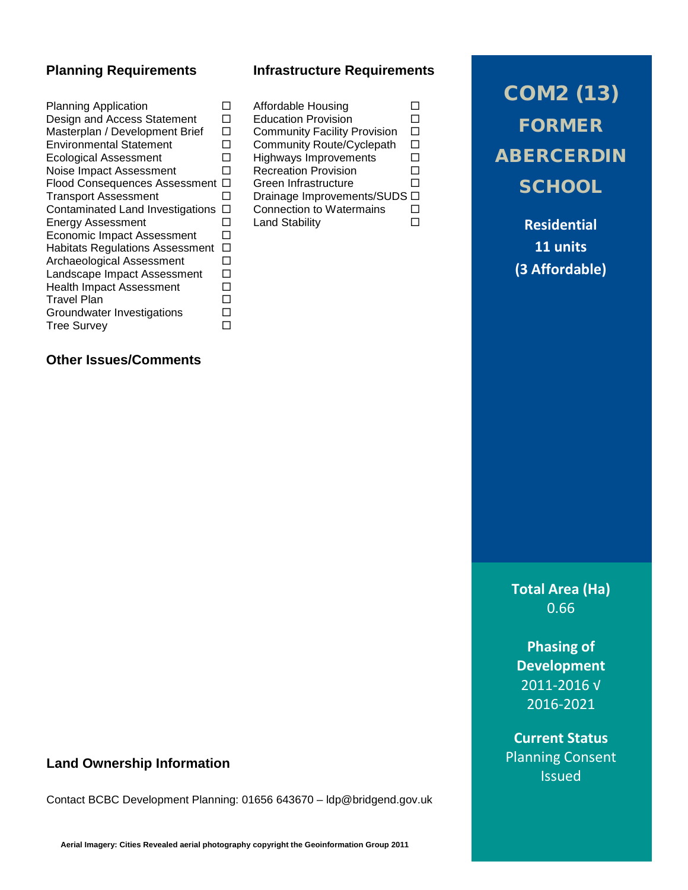## Planning Requirements

- Planning Application ☐
- Design and Access Statement ☐
- Masterplan / Development Brief ☐
- Environmental Statement ☐
- Ecological Assessment ☐
- Noise Impact Assessment ☐
- Flood Consequences Assessment ☐
- Transport Assessment ☐
- Contaminated Land Investigations ☐
- Energy Assessment ☐
- Economic Impact Assessment ☐
- Habitats Regulations Assessment ☐
- Archaeological Assessment ☐
- Landscape Impact Assessment ☐
- Health Impact Assessment ☐
- Travel Plan ☐
- Groundwater Investigations ☐
- Tree Survey ☐

## Infrastructure Requirements

- Affordable Housing ☐
- Education Provision ☐
- Community Facility Provision ☐
- Community Route/Cyclepath ☐
- Highways Improvements ☐
- Recreation Provision ☐
- Green Infrastructure ☐
- Drainage Improvements/SUDS ☐
- Connection to Watermains ☐
- Land Stability ☐

## Other Issues/Comments

## Land Ownership Information

Contact BCBC Development Planning: 01656 643670 – ldp@bridgend.gov.uk

**Aerial Imagery: Cities Revealed aerial photography copyright the Geoinformation Group 2011**

# COM2 (13) FORMER ABERCERDIN SCHOOL

**Residential**
**11 units**
**(3 Affordable)**

**Total Area (Ha)**
0.66

**Phasing of Development**
2011-2016 √
2016-2021

**Current Status**
Planning Consent Issued